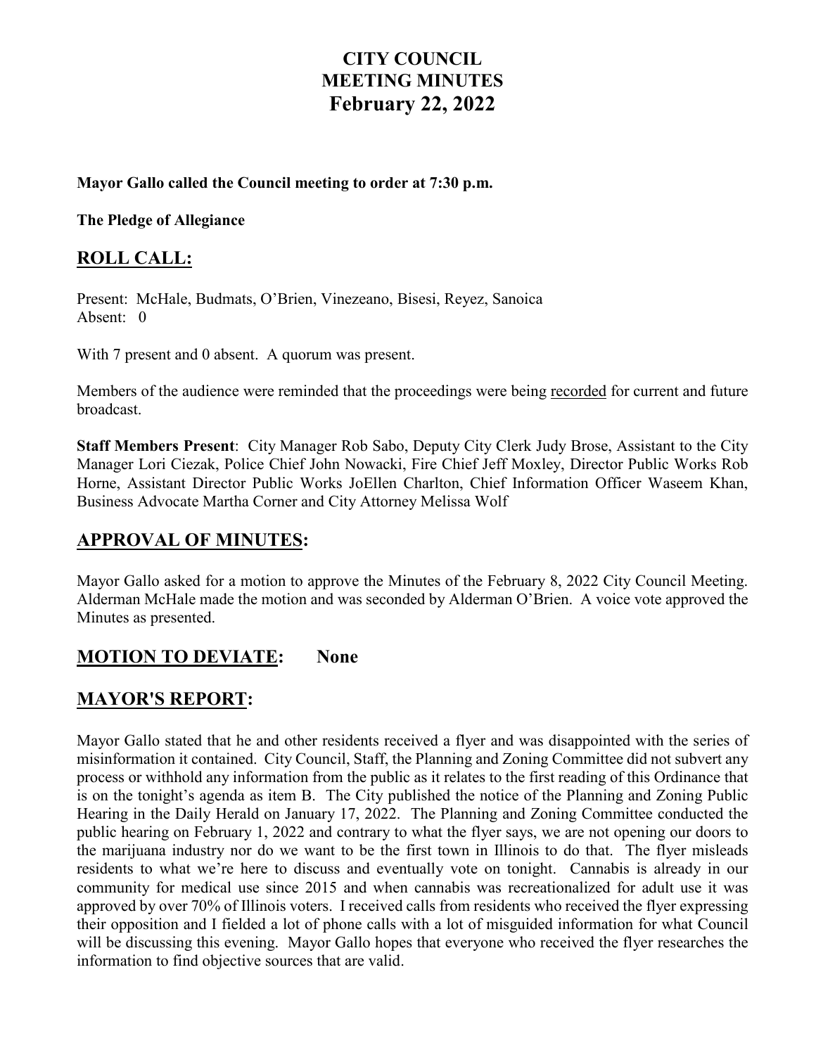# CITY COUNCIL MEETING MINUTES February 22, 2022

**Mayor Gallo called the Council meeting to order at 7:30 p.m.**

**The Pledge of Allegiance**

## ROLL CALL:

Present: McHale, Budmats, O'Brien, Vinezeano, Bisesi, Reyez, Sanoica
Absent: 0

With 7 present and 0 absent. A quorum was present.

Members of the audience were reminded that the proceedings were being recorded for current and future broadcast.

**Staff Members Present**: City Manager Rob Sabo, Deputy City Clerk Judy Brose, Assistant to the City Manager Lori Ciezak, Police Chief John Nowacki, Fire Chief Jeff Moxley, Director Public Works Rob Horne, Assistant Director Public Works JoEllen Charlton, Chief Information Officer Waseem Khan, Business Advocate Martha Corner and City Attorney Melissa Wolf

## APPROVAL OF MINUTES:

Mayor Gallo asked for a motion to approve the Minutes of the February 8, 2022 City Council Meeting. Alderman McHale made the motion and was seconded by Alderman O'Brien. A voice vote approved the Minutes as presented.

## MOTION TO DEVIATE: None

## MAYOR'S REPORT:

Mayor Gallo stated that he and other residents received a flyer and was disappointed with the series of misinformation it contained. City Council, Staff, the Planning and Zoning Committee did not subvert any process or withhold any information from the public as it relates to the first reading of this Ordinance that is on the tonight's agenda as item B. The City published the notice of the Planning and Zoning Public Hearing in the Daily Herald on January 17, 2022. The Planning and Zoning Committee conducted the public hearing on February 1, 2022 and contrary to what the flyer says, we are not opening our doors to the marijuana industry nor do we want to be the first town in Illinois to do that. The flyer misleads residents to what we're here to discuss and eventually vote on tonight. Cannabis is already in our community for medical use since 2015 and when cannabis was recreationalized for adult use it was approved by over 70% of Illinois voters. I received calls from residents who received the flyer expressing their opposition and I fielded a lot of phone calls with a lot of misguided information for what Council will be discussing this evening. Mayor Gallo hopes that everyone who received the flyer researches the information to find objective sources that are valid.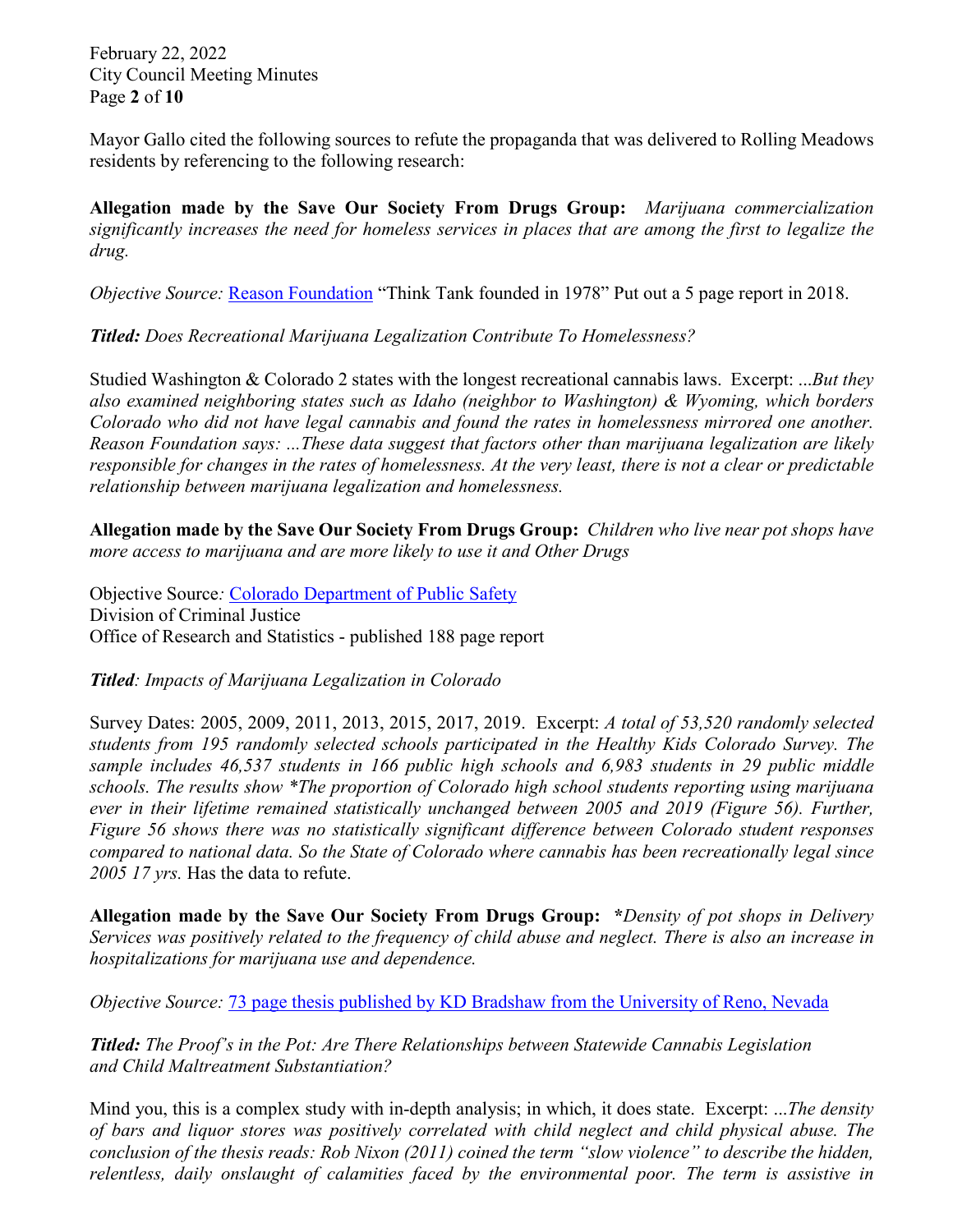Mayor Gallo cited the following sources to refute the propaganda that was delivered to Rolling Meadows residents by referencing to the following research:

**Allegation made by the Save Our Society From Drugs Group:** *Marijuana commercialization significantly increases the need for homeless services in places that are among the first to legalize the drug.*

*Objective Source:* Reason Foundation "Think Tank founded in 1978" Put out a 5 page report in 2018.

***Titled:*** *Does Recreational Marijuana Legalization Contribute To Homelessness?*

Studied Washington & Colorado 2 states with the longest recreational cannabis laws. Excerpt: *...But they also examined neighboring states such as Idaho (neighbor to Washington) & Wyoming, which borders Colorado who did not have legal cannabis and found the rates in homelessness mirrored one another. Reason Foundation says: ...These data suggest that factors other than marijuana legalization are likely responsible for changes in the rates of homelessness. At the very least, there is not a clear or predictable relationship between marijuana legalization and homelessness.*

**Allegation made by the Save Our Society From Drugs Group:** *Children who live near pot shops have more access to marijuana and are more likely to use it and Other Drugs*

Objective Source*:* Colorado Department of Public Safety
Division of Criminal Justice
Office of Research and Statistics - published 188 page report

***Titled****: Impacts of Marijuana Legalization in Colorado*

Survey Dates: 2005, 2009, 2011, 2013, 2015, 2017, 2019. Excerpt: *A total of 53,520 randomly selected students from 195 randomly selected schools participated in the Healthy Kids Colorado Survey. The sample includes 46,537 students in 166 public high schools and 6,983 students in 29 public middle schools. The results show *The proportion of Colorado high school students reporting using marijuana ever in their lifetime remained statistically unchanged between 2005 and 2019 (Figure 56). Further, Figure 56 shows there was no statistically significant difference between Colorado student responses compared to national data. So the State of Colorado where cannabis has been recreationally legal since 2005 17 yrs.* Has the data to refute.

**Allegation made by the Save Our Society From Drugs Group:** ***Density of pot shops in Delivery Services was positively related to the frequency of child abuse and neglect. There is also an increase in hospitalizations for marijuana use and dependence.*

*Objective Source:* 73 page thesis published by KD Bradshaw from the University of Reno, Nevada

***Titled:*** *The Proof's in the Pot: Are There Relationships between Statewide Cannabis Legislation and Child Maltreatment Substantiation?*

Mind you, this is a complex study with in-depth analysis; in which, it does state. Excerpt: *...The density of bars and liquor stores was positively correlated with child neglect and child physical abuse. The conclusion of the thesis reads: Rob Nixon (2011) coined the term "slow violence" to describe the hidden, relentless, daily onslaught of calamities faced by the environmental poor. The term is assistive in*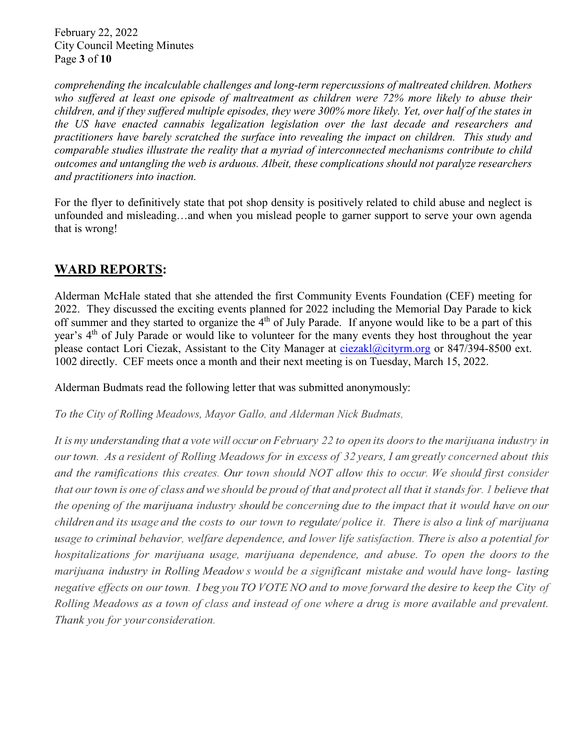*comprehending the incalculable challenges and long-term repercussions of maltreated children. Mothers who suffered at least one episode of maltreatment as children were 72% more likely to abuse their children, and if they suffered multiple episodes, they were 300% more likely. Yet, over half of the states in the US have enacted cannabis legalization legislation over the last decade and researchers and practitioners have barely scratched the surface into revealing the impact on children. This study and comparable studies illustrate the reality that a myriad of interconnected mechanisms contribute to child outcomes and untangling the web is arduous. Albeit, these complications should not paralyze researchers and practitioners into inaction.*

For the flyer to definitively state that pot shop density is positively related to child abuse and neglect is unfounded and misleading…and when you mislead people to garner support to serve your own agenda that is wrong!

## **WARD REPORTS:**

Alderman McHale stated that she attended the first Community Events Foundation (CEF) meeting for 2022. They discussed the exciting events planned for 2022 including the Memorial Day Parade to kick off summer and they started to organize the 4th of July Parade. If anyone would like to be a part of this year's 4th of July Parade or would like to volunteer for the many events they host throughout the year please contact Lori Ciezak, Assistant to the City Manager at ciezakl@cityrm.org or 847/394-8500 ext. 1002 directly. CEF meets once a month and their next meeting is on Tuesday, March 15, 2022.

Alderman Budmats read the following letter that was submitted anonymously:

*To the City of Rolling Meadows, Mayor Gallo, and Alderman Nick Budmats,*

*It is my understanding that a vote will occur on February 22 to open its doors to the marijuana industry in our town. As a resident of Rolling Meadows for in excess of 32 years, I am greatly concerned about this and the ramifications this creates. Our town should NOT allow this to occur. We should first consider that our town is one of class and we should be proud of that and protect all that it stands for. I believe that the opening of the marijuana industry should be concerning due to the impact that it would have on our children and its usage and the costs to our town to regulate/police it. There is also a link of marijuana usage to criminal behavior, welfare dependence, and lower life satisfaction. There is also a potential for hospitalizations for marijuana usage, marijuana dependence, and abuse. To open the doors to the marijuana industry in Rolling Meadow s would be a significant mistake and would have long- lasting negative effects on our town. I beg you TO VOTE NO and to move forward the desire to keep the City of Rolling Meadows as a town of class and instead of one where a drug is more available and prevalent. Thank you for your consideration.*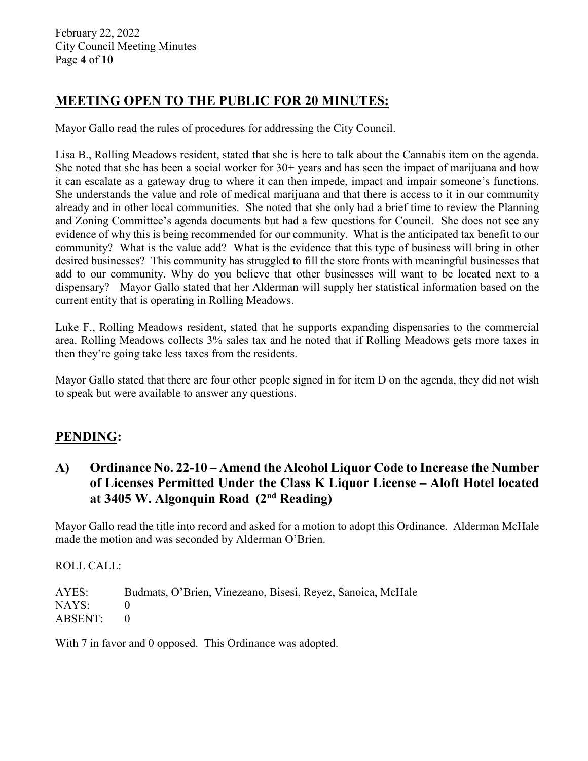## MEETING OPEN TO THE PUBLIC FOR 20 MINUTES:

Mayor Gallo read the rules of procedures for addressing the City Council.

Lisa B., Rolling Meadows resident, stated that she is here to talk about the Cannabis item on the agenda. She noted that she has been a social worker for 30+ years and has seen the impact of marijuana and how it can escalate as a gateway drug to where it can then impede, impact and impair someone's functions. She understands the value and role of medical marijuana and that there is access to it in our community already and in other local communities. She noted that she only had a brief time to review the Planning and Zoning Committee's agenda documents but had a few questions for Council. She does not see any evidence of why this is being recommended for our community. What is the anticipated tax benefit to our community? What is the value add? What is the evidence that this type of business will bring in other desired businesses? This community has struggled to fill the store fronts with meaningful businesses that add to our community. Why do you believe that other businesses will want to be located next to a dispensary? Mayor Gallo stated that her Alderman will supply her statistical information based on the current entity that is operating in Rolling Meadows.

Luke F., Rolling Meadows resident, stated that he supports expanding dispensaries to the commercial area. Rolling Meadows collects 3% sales tax and he noted that if Rolling Meadows gets more taxes in then they're going take less taxes from the residents.

Mayor Gallo stated that there are four other people signed in for item D on the agenda, they did not wish to speak but were available to answer any questions.

## PENDING:

### A) Ordinance No. 22-10 – Amend the Alcohol Liquor Code to Increase the Number of Licenses Permitted Under the Class K Liquor License – Aloft Hotel located at 3405 W. Algonquin Road (2nd Reading)

Mayor Gallo read the title into record and asked for a motion to adopt this Ordinance. Alderman McHale made the motion and was seconded by Alderman O'Brien.

ROLL CALL:

AYES: Budmats, O'Brien, Vinezeano, Bisesi, Reyez, Sanoica, McHale
NAYS: 0
ABSENT: 0

With 7 in favor and 0 opposed. This Ordinance was adopted.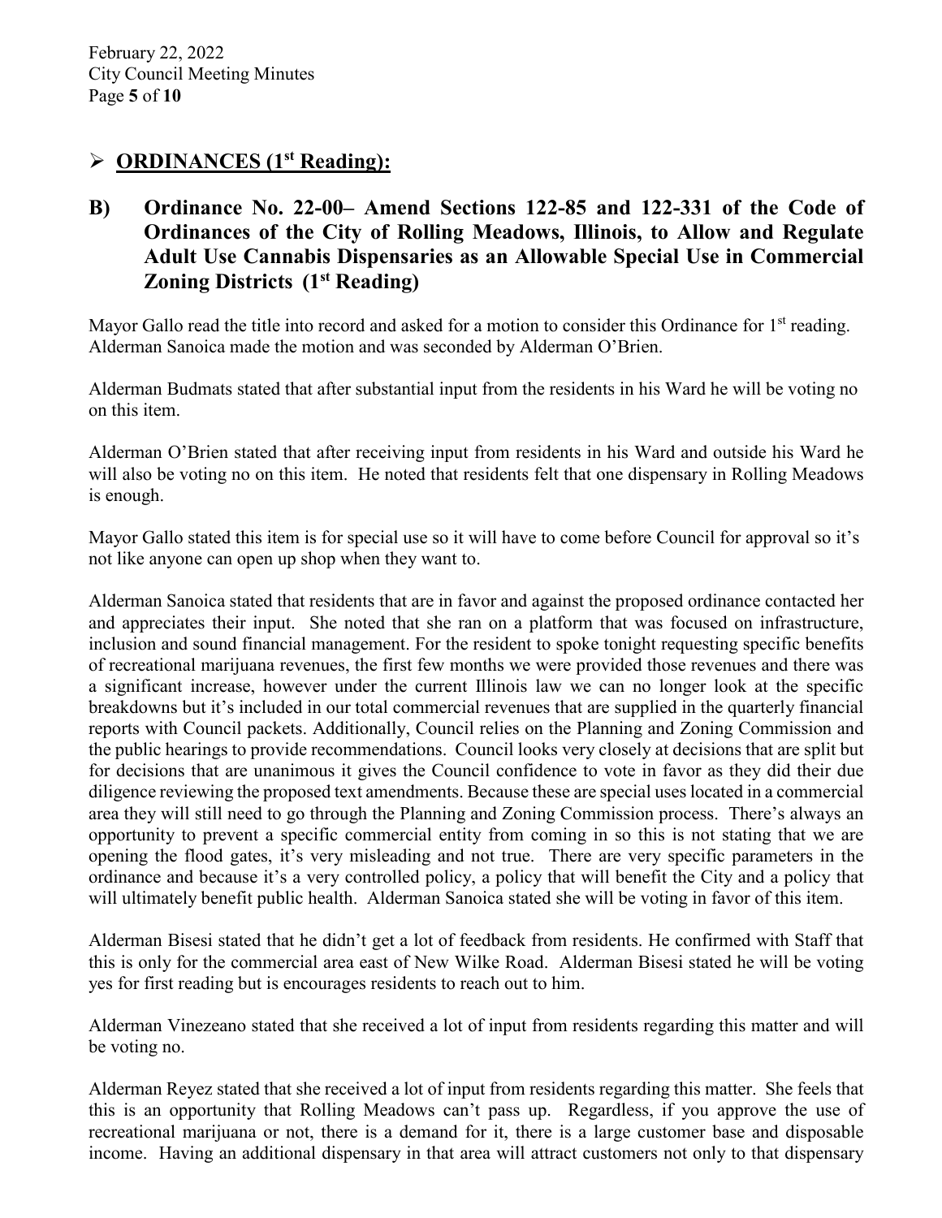## ➢ ORDINANCES (1st Reading):

### B) Ordinance No. 22-00– Amend Sections 122-85 and 122-331 of the Code of Ordinances of the City of Rolling Meadows, Illinois, to Allow and Regulate Adult Use Cannabis Dispensaries as an Allowable Special Use in Commercial Zoning Districts (1st Reading)

Mayor Gallo read the title into record and asked for a motion to consider this Ordinance for 1st reading. Alderman Sanoica made the motion and was seconded by Alderman O'Brien.

Alderman Budmats stated that after substantial input from the residents in his Ward he will be voting no on this item.

Alderman O'Brien stated that after receiving input from residents in his Ward and outside his Ward he will also be voting no on this item. He noted that residents felt that one dispensary in Rolling Meadows is enough.

Mayor Gallo stated this item is for special use so it will have to come before Council for approval so it's not like anyone can open up shop when they want to.

Alderman Sanoica stated that residents that are in favor and against the proposed ordinance contacted her and appreciates their input. She noted that she ran on a platform that was focused on infrastructure, inclusion and sound financial management. For the resident to spoke tonight requesting specific benefits of recreational marijuana revenues, the first few months we were provided those revenues and there was a significant increase, however under the current Illinois law we can no longer look at the specific breakdowns but it's included in our total commercial revenues that are supplied in the quarterly financial reports with Council packets. Additionally, Council relies on the Planning and Zoning Commission and the public hearings to provide recommendations. Council looks very closely at decisions that are split but for decisions that are unanimous it gives the Council confidence to vote in favor as they did their due diligence reviewing the proposed text amendments. Because these are special uses located in a commercial area they will still need to go through the Planning and Zoning Commission process. There's always an opportunity to prevent a specific commercial entity from coming in so this is not stating that we are opening the flood gates, it's very misleading and not true. There are very specific parameters in the ordinance and because it's a very controlled policy, a policy that will benefit the City and a policy that will ultimately benefit public health. Alderman Sanoica stated she will be voting in favor of this item.

Alderman Bisesi stated that he didn't get a lot of feedback from residents. He confirmed with Staff that this is only for the commercial area east of New Wilke Road. Alderman Bisesi stated he will be voting yes for first reading but is encourages residents to reach out to him.

Alderman Vinezeano stated that she received a lot of input from residents regarding this matter and will be voting no.

Alderman Reyez stated that she received a lot of input from residents regarding this matter. She feels that this is an opportunity that Rolling Meadows can't pass up. Regardless, if you approve the use of recreational marijuana or not, there is a demand for it, there is a large customer base and disposable income. Having an additional dispensary in that area will attract customers not only to that dispensary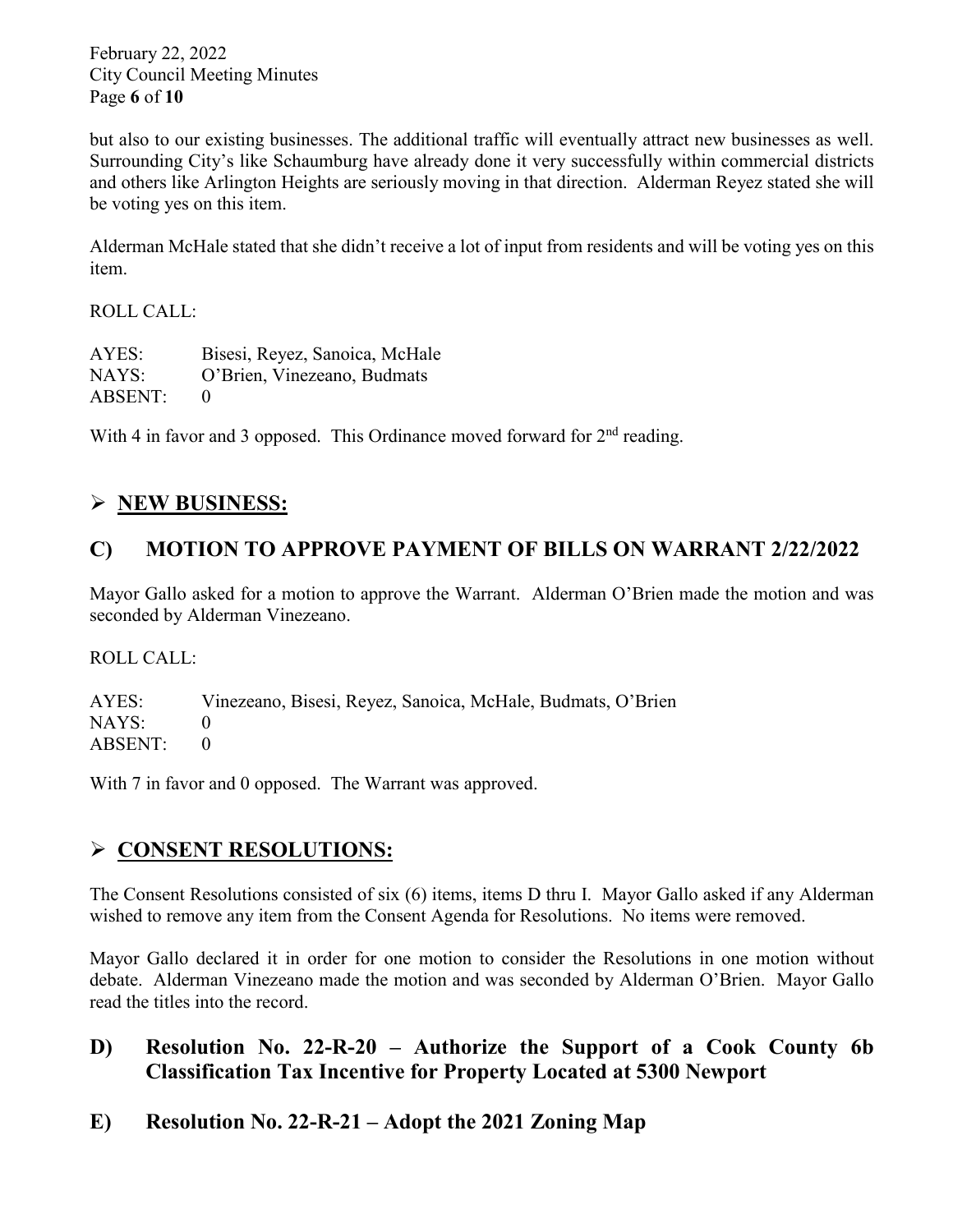but also to our existing businesses. The additional traffic will eventually attract new businesses as well. Surrounding City's like Schaumburg have already done it very successfully within commercial districts and others like Arlington Heights are seriously moving in that direction. Alderman Reyez stated she will be voting yes on this item.

Alderman McHale stated that she didn't receive a lot of input from residents and will be voting yes on this item.

ROLL CALL:

AYES: Bisesi, Reyez, Sanoica, McHale
NAYS: O'Brien, Vinezeano, Budmats
ABSENT: 0

With 4 in favor and 3 opposed. This Ordinance moved forward for 2nd reading.

## ➢ NEW BUSINESS:

## C) MOTION TO APPROVE PAYMENT OF BILLS ON WARRANT 2/22/2022

Mayor Gallo asked for a motion to approve the Warrant. Alderman O'Brien made the motion and was seconded by Alderman Vinezeano.

ROLL CALL:

AYES: Vinezeano, Bisesi, Reyez, Sanoica, McHale, Budmats, O'Brien
NAYS: 0
ABSENT: 0

With 7 in favor and 0 opposed. The Warrant was approved.

## ➢ CONSENT RESOLUTIONS:

The Consent Resolutions consisted of six (6) items, items D thru I. Mayor Gallo asked if any Alderman wished to remove any item from the Consent Agenda for Resolutions. No items were removed.

Mayor Gallo declared it in order for one motion to consider the Resolutions in one motion without debate. Alderman Vinezeano made the motion and was seconded by Alderman O'Brien. Mayor Gallo read the titles into the record.

## D) Resolution No. 22-R-20 – Authorize the Support of a Cook County 6b Classification Tax Incentive for Property Located at 5300 Newport

## E) Resolution No. 22-R-21 – Adopt the 2021 Zoning Map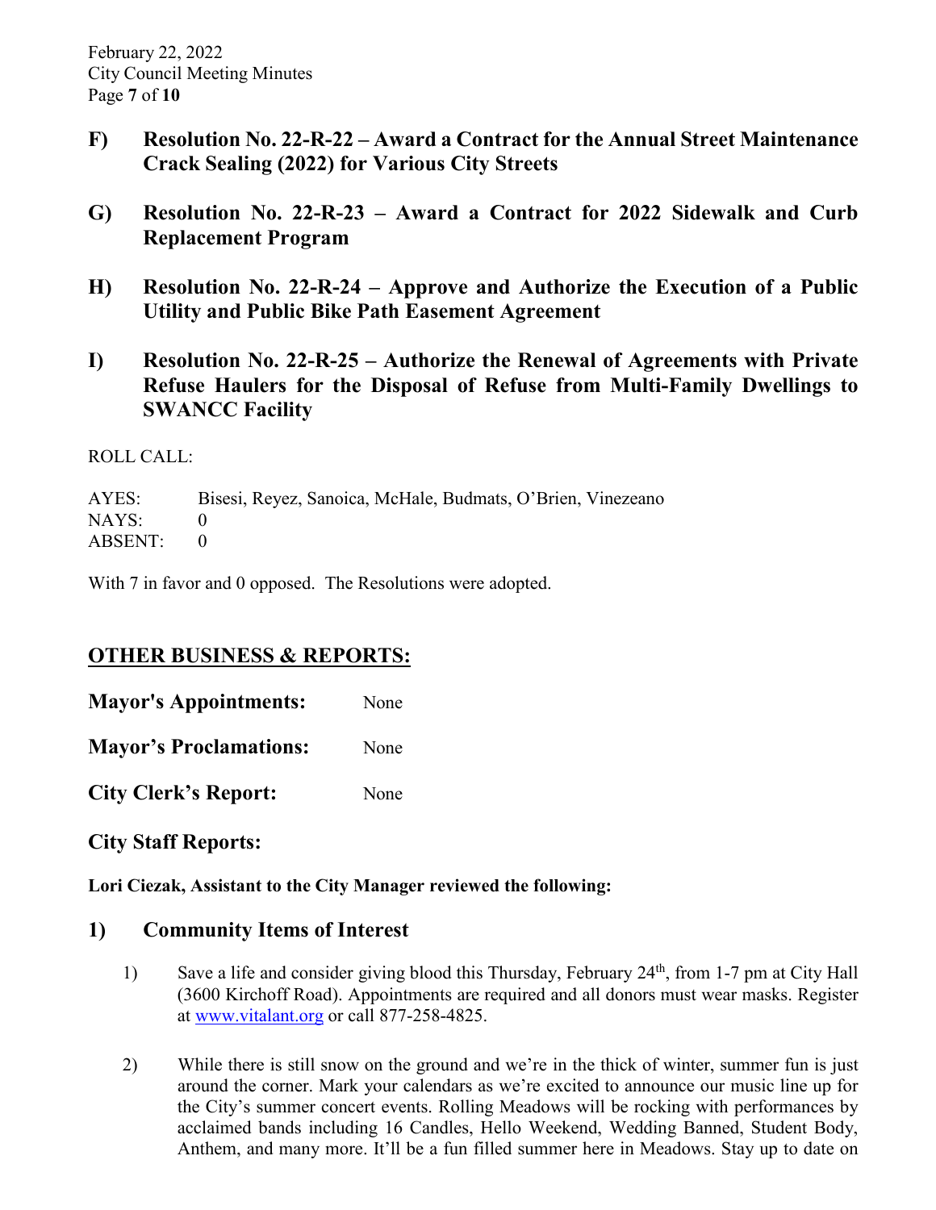**F) Resolution No. 22-R-22 – Award a Contract for the Annual Street Maintenance Crack Sealing (2022) for Various City Streets**

**G) Resolution No. 22-R-23 – Award a Contract for 2022 Sidewalk and Curb Replacement Program**

**H) Resolution No. 22-R-24 – Approve and Authorize the Execution of a Public Utility and Public Bike Path Easement Agreement**

**I) Resolution No. 22-R-25 – Authorize the Renewal of Agreements with Private Refuse Haulers for the Disposal of Refuse from Multi-Family Dwellings to SWANCC Facility**

ROLL CALL:

AYES: Bisesi, Reyez, Sanoica, McHale, Budmats, O'Brien, Vinezeano
NAYS: 0
ABSENT: 0

With 7 in favor and 0 opposed. The Resolutions were adopted.

## OTHER BUSINESS & REPORTS:

**Mayor's Appointments:** None

**Mayor's Proclamations:** None

**City Clerk's Report:** None

### City Staff Reports:

**Lori Ciezak, Assistant to the City Manager reviewed the following:**

### 1) Community Items of Interest

1) Save a life and consider giving blood this Thursday, February 24th, from 1-7 pm at City Hall (3600 Kirchoff Road). Appointments are required and all donors must wear masks. Register at www.vitalant.org or call 877-258-4825.

2) While there is still snow on the ground and we're in the thick of winter, summer fun is just around the corner. Mark your calendars as we're excited to announce our music line up for the City's summer concert events. Rolling Meadows will be rocking with performances by acclaimed bands including 16 Candles, Hello Weekend, Wedding Banned, Student Body, Anthem, and many more. It'll be a fun filled summer here in Meadows. Stay up to date on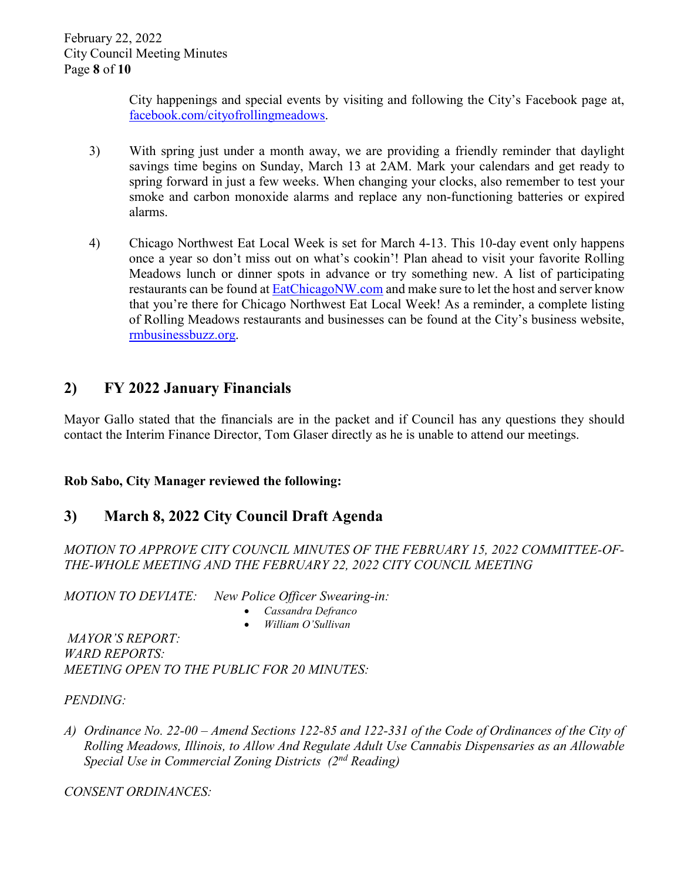City happenings and special events by visiting and following the City's Facebook page at, [facebook.com/cityofrollingmeadows](facebook.com/cityofrollingmeadows).

3) With spring just under a month away, we are providing a friendly reminder that daylight savings time begins on Sunday, March 13 at 2AM. Mark your calendars and get ready to spring forward in just a few weeks. When changing your clocks, also remember to test your smoke and carbon monoxide alarms and replace any non-functioning batteries or expired alarms.

4) Chicago Northwest Eat Local Week is set for March 4-13. This 10-day event only happens once a year so don't miss out on what's cookin'! Plan ahead to visit your favorite Rolling Meadows lunch or dinner spots in advance or try something new. A list of participating restaurants can be found at [EatChicagoNW.com](EatChicagoNW.com) and make sure to let the host and server know that you're there for Chicago Northwest Eat Local Week! As a reminder, a complete listing of Rolling Meadows restaurants and businesses can be found at the City's business website, [rmbusinessbuzz.org](rmbusinessbuzz.org).

## 2) FY 2022 January Financials

Mayor Gallo stated that the financials are in the packet and if Council has any questions they should contact the Interim Finance Director, Tom Glaser directly as he is unable to attend our meetings.

**Rob Sabo, City Manager reviewed the following:**

## 3) March 8, 2022 City Council Draft Agenda

*MOTION TO APPROVE CITY COUNCIL MINUTES OF THE FEBRUARY 15, 2022 COMMITTEE-OF-THE-WHOLE MEETING AND THE FEBRUARY 22, 2022 CITY COUNCIL MEETING*

*MOTION TO DEVIATE: New Police Officer Swearing-in:*

- *Cassandra Defranco*
- *William O'Sullivan*

*MAYOR'S REPORT:*
*WARD REPORTS:*
*MEETING OPEN TO THE PUBLIC FOR 20 MINUTES:*

*PENDING:*

*A) Ordinance No. 22-00 – Amend Sections 122-85 and 122-331 of the Code of Ordinances of the City of Rolling Meadows, Illinois, to Allow And Regulate Adult Use Cannabis Dispensaries as an Allowable Special Use in Commercial Zoning Districts (2nd Reading)*

*CONSENT ORDINANCES:*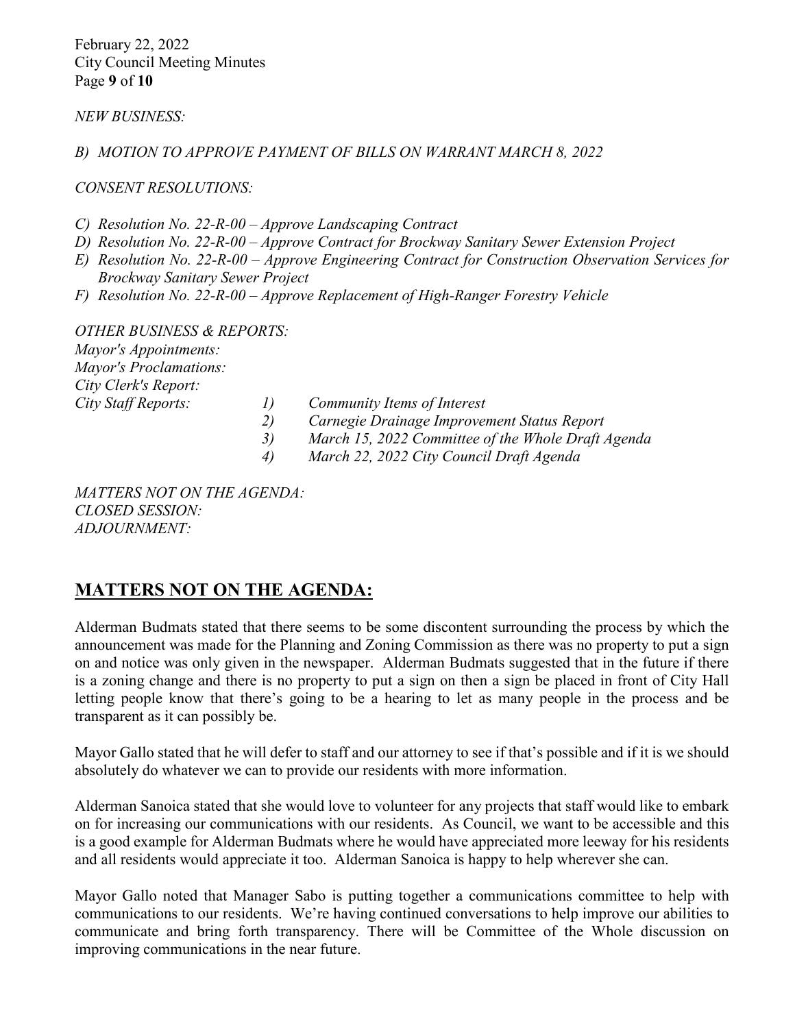*NEW BUSINESS:*

*B) MOTION TO APPROVE PAYMENT OF BILLS ON WARRANT MARCH 8, 2022*

*CONSENT RESOLUTIONS:*

*C) Resolution No. 22-R-00 – Approve Landscaping Contract*
*D) Resolution No. 22-R-00 – Approve Contract for Brockway Sanitary Sewer Extension Project*
*E) Resolution No. 22-R-00 – Approve Engineering Contract for Construction Observation Services for Brockway Sanitary Sewer Project*
*F) Resolution No. 22-R-00 – Approve Replacement of High-Ranger Forestry Vehicle*

*OTHER BUSINESS & REPORTS:*
*Mayor's Appointments:*
*Mayor's Proclamations:*
*City Clerk's Report:*
*City Staff Reports:*
*1) Community Items of Interest*
*2) Carnegie Drainage Improvement Status Report*
*3) March 15, 2022 Committee of the Whole Draft Agenda*
*4) March 22, 2022 City Council Draft Agenda*

*MATTERS NOT ON THE AGENDA:*
*CLOSED SESSION:*
*ADJOURNMENT:*

## MATTERS NOT ON THE AGENDA:

Alderman Budmats stated that there seems to be some discontent surrounding the process by which the announcement was made for the Planning and Zoning Commission as there was no property to put a sign on and notice was only given in the newspaper. Alderman Budmats suggested that in the future if there is a zoning change and there is no property to put a sign on then a sign be placed in front of City Hall letting people know that there's going to be a hearing to let as many people in the process and be transparent as it can possibly be.

Mayor Gallo stated that he will defer to staff and our attorney to see if that's possible and if it is we should absolutely do whatever we can to provide our residents with more information.

Alderman Sanoica stated that she would love to volunteer for any projects that staff would like to embark on for increasing our communications with our residents. As Council, we want to be accessible and this is a good example for Alderman Budmats where he would have appreciated more leeway for his residents and all residents would appreciate it too. Alderman Sanoica is happy to help wherever she can.

Mayor Gallo noted that Manager Sabo is putting together a communications committee to help with communications to our residents. We're having continued conversations to help improve our abilities to communicate and bring forth transparency. There will be Committee of the Whole discussion on improving communications in the near future.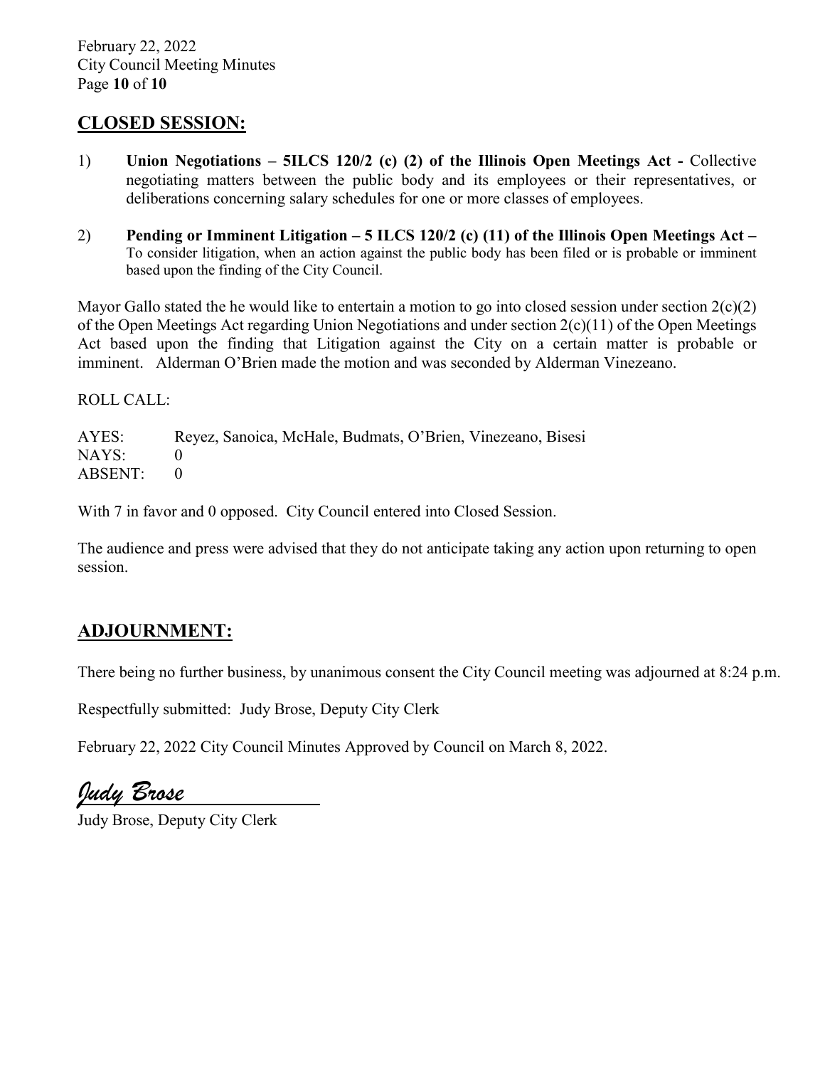## CLOSED SESSION:

1) **Union Negotiations – 5ILCS 120/2 (c) (2) of the Illinois Open Meetings Act -** Collective negotiating matters between the public body and its employees or their representatives, or deliberations concerning salary schedules for one or more classes of employees.

2) **Pending or Imminent Litigation – 5 ILCS 120/2 (c) (11) of the Illinois Open Meetings Act –** To consider litigation, when an action against the public body has been filed or is probable or imminent based upon the finding of the City Council.

Mayor Gallo stated the he would like to entertain a motion to go into closed session under section 2(c)(2) of the Open Meetings Act regarding Union Negotiations and under section 2(c)(11) of the Open Meetings Act based upon the finding that Litigation against the City on a certain matter is probable or imminent. Alderman O'Brien made the motion and was seconded by Alderman Vinezeano.

ROLL CALL:

AYES: Reyez, Sanoica, McHale, Budmats, O'Brien, Vinezeano, Bisesi
NAYS: 0
ABSENT: 0

With 7 in favor and 0 opposed. City Council entered into Closed Session.

The audience and press were advised that they do not anticipate taking any action upon returning to open session.

## ADJOURNMENT:

There being no further business, by unanimous consent the City Council meeting was adjourned at 8:24 p.m.

Respectfully submitted: Judy Brose, Deputy City Clerk

February 22, 2022 City Council Minutes Approved by Council on March 8, 2022.

*Judy Brose*

Judy Brose, Deputy City Clerk